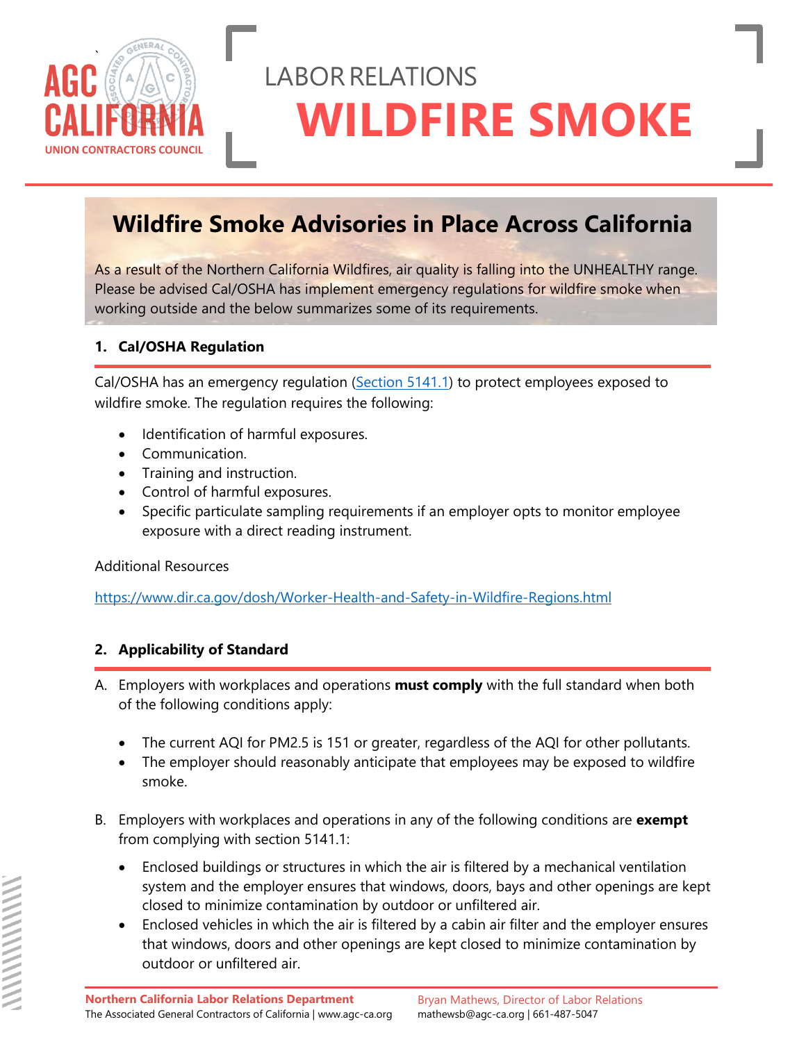AGC CALIFORNIA
UNION CONTRACTORS COUNCIL

LABOR RELATIONS

# WILDFIRE SMOKE

## Wildfire Smoke Advisories in Place Across California

As a result of the Northern California Wildfires, air quality is falling into the UNHEALTHY range. Please be advised Cal/OSHA has implement emergency regulations for wildfire smoke when working outside and the below summarizes some of its requirements.

### 1. Cal/OSHA Regulation

Cal/OSHA has an emergency regulation (Section 5141.1) to protect employees exposed to wildfire smoke. The regulation requires the following:

- Identification of harmful exposures.
- Communication.
- Training and instruction.
- Control of harmful exposures.
- Specific particulate sampling requirements if an employer opts to monitor employee exposure with a direct reading instrument.

Additional Resources

https://www.dir.ca.gov/dosh/Worker-Health-and-Safety-in-Wildfire-Regions.html

### 2. Applicability of Standard

A. Employers with workplaces and operations **must comply** with the full standard when both of the following conditions apply:

- The current AQI for PM2.5 is 151 or greater, regardless of the AQI for other pollutants.
- The employer should reasonably anticipate that employees may be exposed to wildfire smoke.

B. Employers with workplaces and operations in any of the following conditions are **exempt** from complying with section 5141.1:

- Enclosed buildings or structures in which the air is filtered by a mechanical ventilation system and the employer ensures that windows, doors, bays and other openings are kept closed to minimize contamination by outdoor or unfiltered air.
- Enclosed vehicles in which the air is filtered by a cabin air filter and the employer ensures that windows, doors and other openings are kept closed to minimize contamination by outdoor or unfiltered air.

**Northern California Labor Relations Department**
The Associated General Contractors of California | www.agc-ca.org

Bryan Mathews, Director of Labor Relations
mathewsb@agc-ca.org | 661-487-5047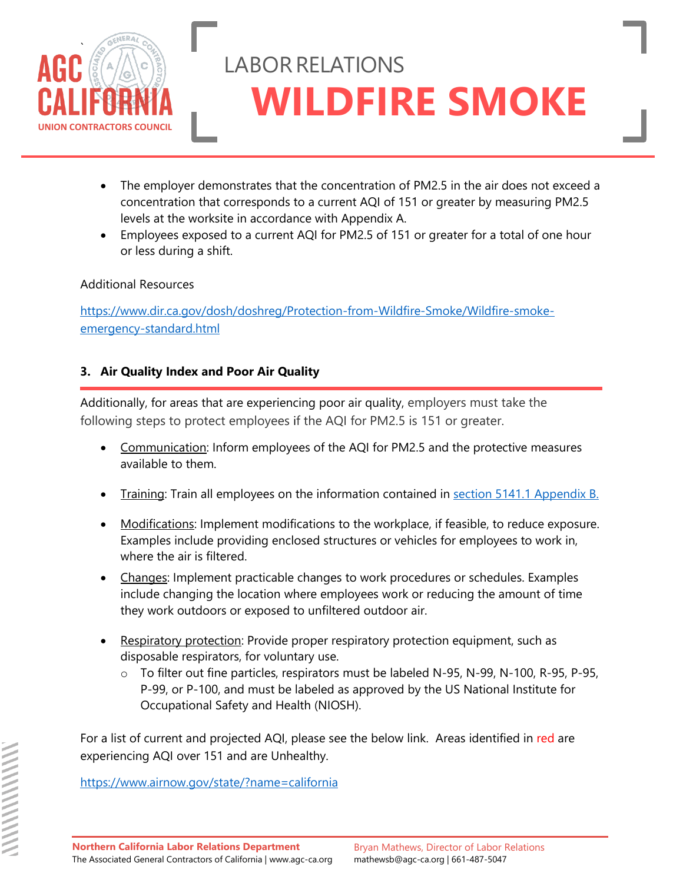- The employer demonstrates that the concentration of PM2.5 in the air does not exceed a concentration that corresponds to a current AQI of 151 or greater by measuring PM2.5 levels at the worksite in accordance with Appendix A.
- Employees exposed to a current AQI for PM2.5 of 151 or greater for a total of one hour or less during a shift.

Additional Resources

https://www.dir.ca.gov/dosh/doshreg/Protection-from-Wildfire-Smoke/Wildfire-smoke-emergency-standard.html

### 3. Air Quality Index and Poor Air Quality

Additionally, for areas that are experiencing poor air quality, employers must take the following steps to protect employees if the AQI for PM2.5 is 151 or greater.

- Communication: Inform employees of the AQI for PM2.5 and the protective measures available to them.
- Training: Train all employees on the information contained in section 5141.1 Appendix B.
- Modifications: Implement modifications to the workplace, if feasible, to reduce exposure. Examples include providing enclosed structures or vehicles for employees to work in, where the air is filtered.
- Changes: Implement practicable changes to work procedures or schedules. Examples include changing the location where employees work or reducing the amount of time they work outdoors or exposed to unfiltered outdoor air.
- Respiratory protection: Provide proper respiratory protection equipment, such as disposable respirators, for voluntary use.
  - To filter out fine particles, respirators must be labeled N-95, N-99, N-100, R-95, P-95, P-99, or P-100, and must be labeled as approved by the US National Institute for Occupational Safety and Health (NIOSH).

For a list of current and projected AQI, please see the below link. Areas identified in red are experiencing AQI over 151 and are Unhealthy.

https://www.airnow.gov/state/?name=california